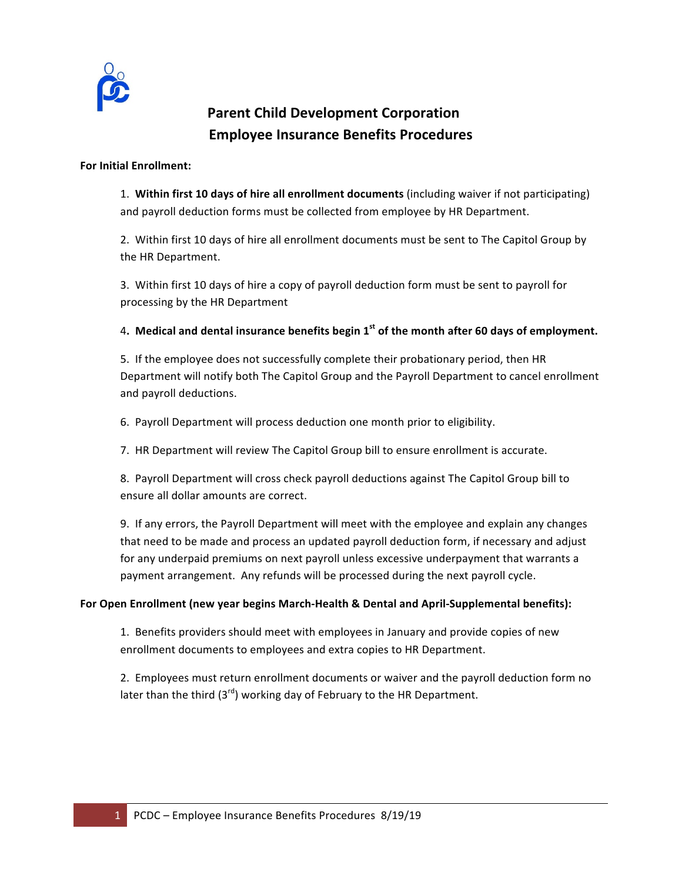# Parent Child Development Corporation
## Employee Insurance Benefits Procedures

**For Initial Enrollment:**

1. **Within first 10 days of hire all enrollment documents** (including waiver if not participating) and payroll deduction forms must be collected from employee by HR Department.

2. Within first 10 days of hire all enrollment documents must be sent to The Capitol Group by the HR Department.

3. Within first 10 days of hire a copy of payroll deduction form must be sent to payroll for processing by the HR Department

4. **Medical and dental insurance benefits begin 1st of the month after 60 days of employment.**

5. If the employee does not successfully complete their probationary period, then HR Department will notify both The Capitol Group and the Payroll Department to cancel enrollment and payroll deductions.

6. Payroll Department will process deduction one month prior to eligibility.

7. HR Department will review The Capitol Group bill to ensure enrollment is accurate.

8. Payroll Department will cross check payroll deductions against The Capitol Group bill to ensure all dollar amounts are correct.

9. If any errors, the Payroll Department will meet with the employee and explain any changes that need to be made and process an updated payroll deduction form, if necessary and adjust for any underpaid premiums on next payroll unless excessive underpayment that warrants a payment arrangement. Any refunds will be processed during the next payroll cycle.

**For Open Enrollment (new year begins March-Health & Dental and April-Supplemental benefits):**

1. Benefits providers should meet with employees in January and provide copies of new enrollment documents to employees and extra copies to HR Department.

2. Employees must return enrollment documents or waiver and the payroll deduction form no later than the third (3rd) working day of February to the HR Department.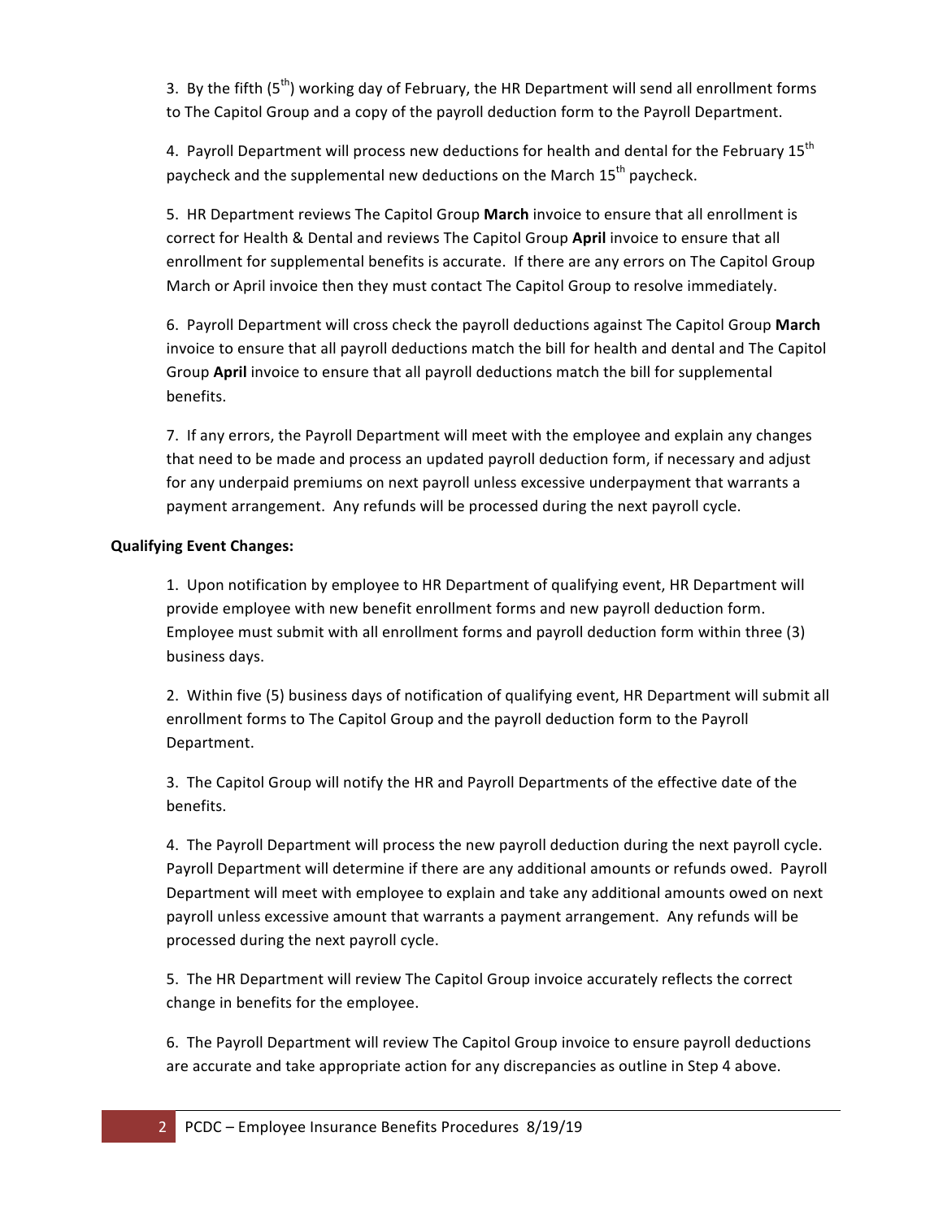3. By the fifth (5th) working day of February, the HR Department will send all enrollment forms to The Capitol Group and a copy of the payroll deduction form to the Payroll Department.

4. Payroll Department will process new deductions for health and dental for the February 15th paycheck and the supplemental new deductions on the March 15th paycheck.

5. HR Department reviews The Capitol Group **March** invoice to ensure that all enrollment is correct for Health & Dental and reviews The Capitol Group **April** invoice to ensure that all enrollment for supplemental benefits is accurate. If there are any errors on The Capitol Group March or April invoice then they must contact The Capitol Group to resolve immediately.

6. Payroll Department will cross check the payroll deductions against The Capitol Group **March** invoice to ensure that all payroll deductions match the bill for health and dental and The Capitol Group **April** invoice to ensure that all payroll deductions match the bill for supplemental benefits.

7. If any errors, the Payroll Department will meet with the employee and explain any changes that need to be made and process an updated payroll deduction form, if necessary and adjust for any underpaid premiums on next payroll unless excessive underpayment that warrants a payment arrangement. Any refunds will be processed during the next payroll cycle.

**Qualifying Event Changes:**

1. Upon notification by employee to HR Department of qualifying event, HR Department will provide employee with new benefit enrollment forms and new payroll deduction form. Employee must submit with all enrollment forms and payroll deduction form within three (3) business days.

2. Within five (5) business days of notification of qualifying event, HR Department will submit all enrollment forms to The Capitol Group and the payroll deduction form to the Payroll Department.

3. The Capitol Group will notify the HR and Payroll Departments of the effective date of the benefits.

4. The Payroll Department will process the new payroll deduction during the next payroll cycle. Payroll Department will determine if there are any additional amounts or refunds owed. Payroll Department will meet with employee to explain and take any additional amounts owed on next payroll unless excessive amount that warrants a payment arrangement. Any refunds will be processed during the next payroll cycle.

5. The HR Department will review The Capitol Group invoice accurately reflects the correct change in benefits for the employee.

6. The Payroll Department will review The Capitol Group invoice to ensure payroll deductions are accurate and take appropriate action for any discrepancies as outline in Step 4 above.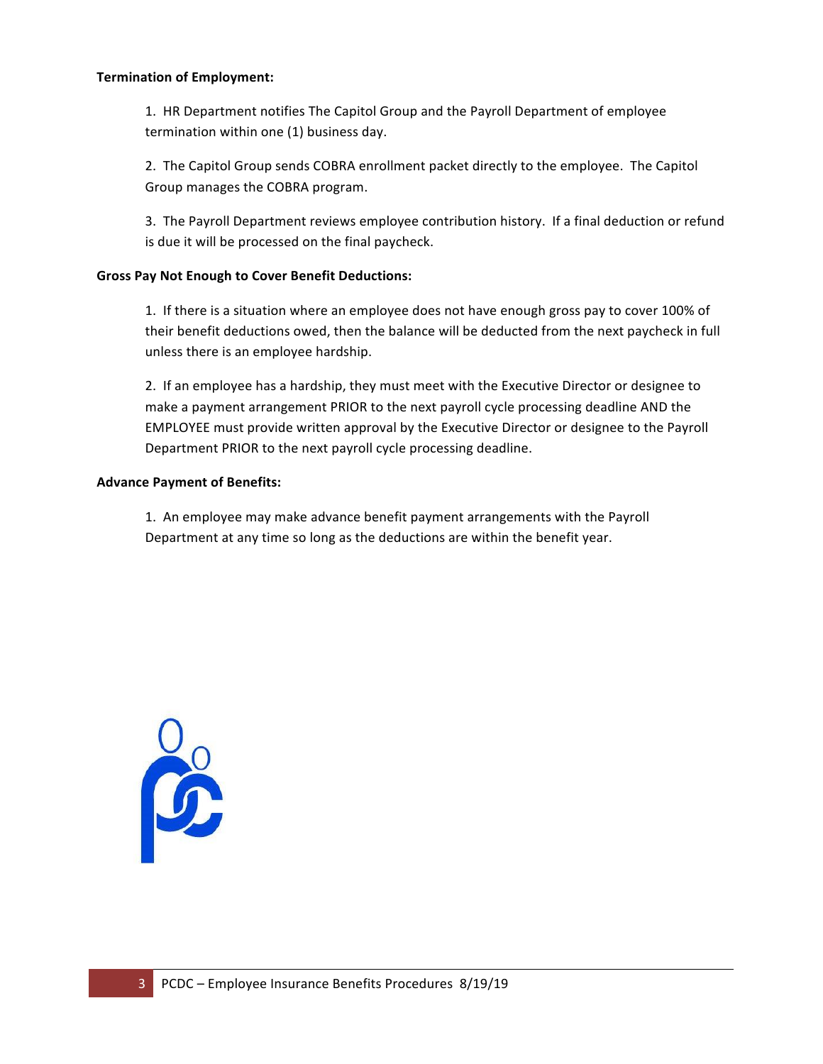**Termination of Employment:**

1. HR Department notifies The Capitol Group and the Payroll Department of employee termination within one (1) business day.

2. The Capitol Group sends COBRA enrollment packet directly to the employee. The Capitol Group manages the COBRA program.

3. The Payroll Department reviews employee contribution history. If a final deduction or refund is due it will be processed on the final paycheck.

**Gross Pay Not Enough to Cover Benefit Deductions:**

1. If there is a situation where an employee does not have enough gross pay to cover 100% of their benefit deductions owed, then the balance will be deducted from the next paycheck in full unless there is an employee hardship.

2. If an employee has a hardship, they must meet with the Executive Director or designee to make a payment arrangement PRIOR to the next payroll cycle processing deadline AND the EMPLOYEE must provide written approval by the Executive Director or designee to the Payroll Department PRIOR to the next payroll cycle processing deadline.

**Advance Payment of Benefits:**

1. An employee may make advance benefit payment arrangements with the Payroll Department at any time so long as the deductions are within the benefit year.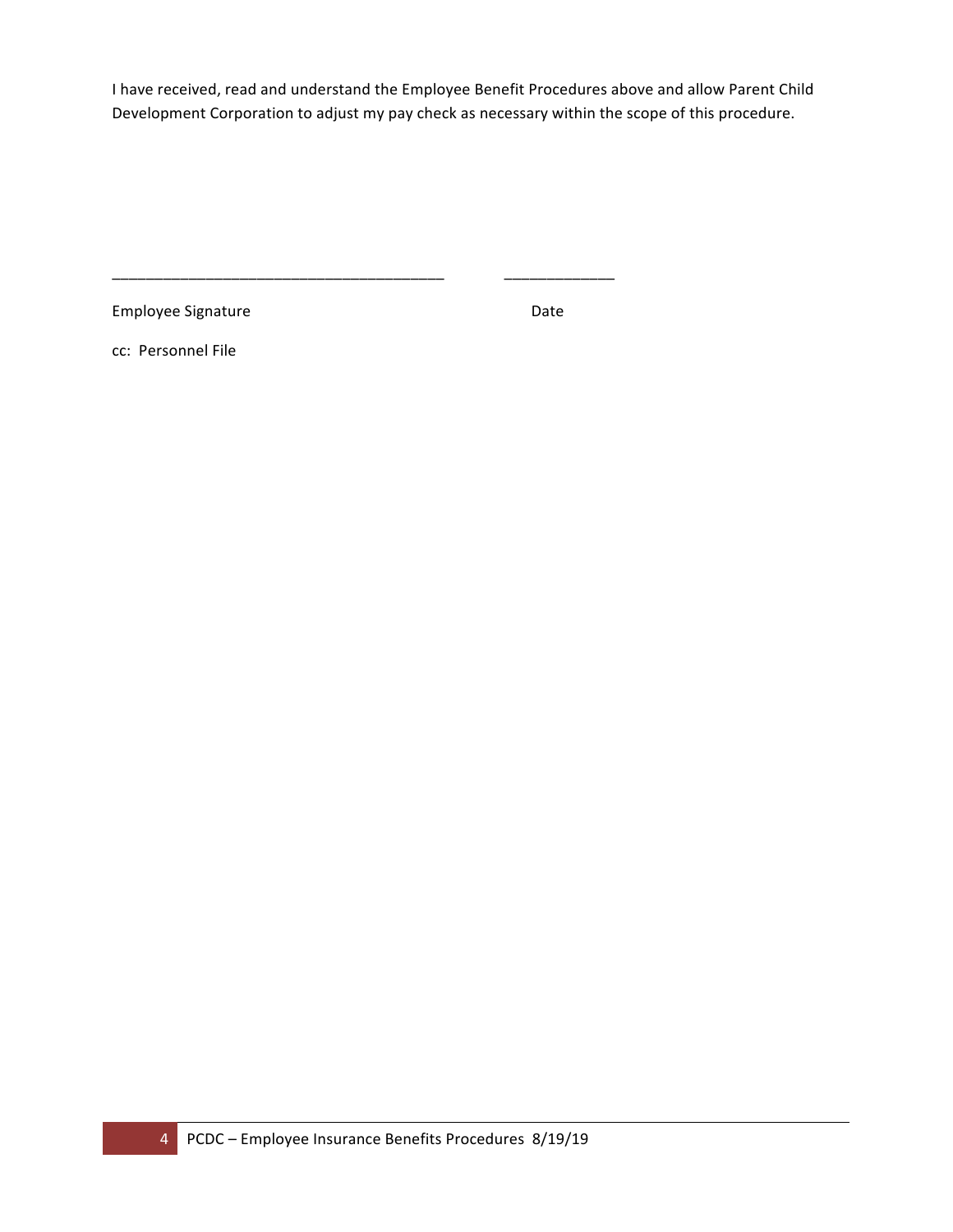I have received, read and understand the Employee Benefit Procedures above and allow Parent Child Development Corporation to adjust my pay check as necessary within the scope of this procedure.

\_\_\_\_\_\_\_\_\_\_\_\_\_\_\_\_\_\_\_\_\_\_\_\_\_\_\_\_\_\_\_\_\_\_\_\_\_\_\_\_ \_\_\_\_\_\_\_\_\_\_\_\_\_

Employee Signature Date

cc: Personnel File